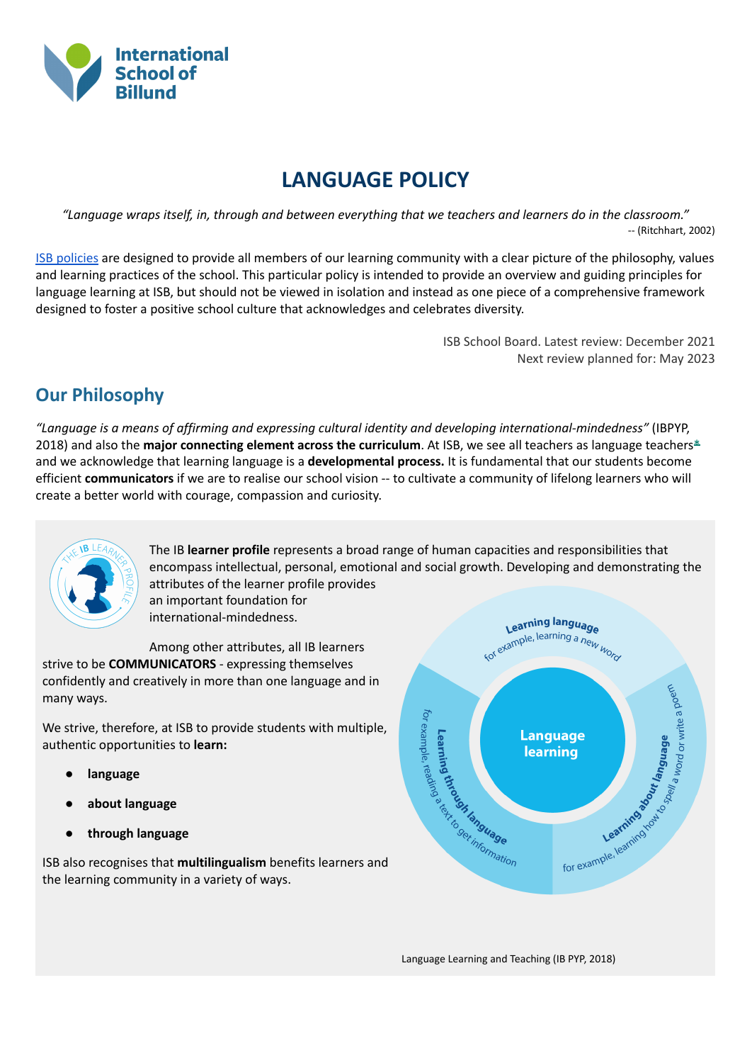International School of Billund

# LANGUAGE POLICY

*"Language wraps itself, in, through and between everything that we teachers and learners do in the classroom."*
-- (Ritchhart, 2002)

[ISB policies](#) are designed to provide all members of our learning community with a clear picture of the philosophy, values and learning practices of the school. This particular policy is intended to provide an overview and guiding principles for language learning at ISB, but should not be viewed in isolation and instead as one piece of a comprehensive framework designed to foster a positive school culture that acknowledges and celebrates diversity.

ISB School Board. Latest review: December 2021
Next review planned for: May 2023

## Our Philosophy

*"Language is a means of affirming and expressing cultural identity and developing international-mindedness"* (IBPYP, 2018) and also the **major connecting element across the curriculum**. At ISB, we see all teachers as language teachers* and we acknowledge that learning language is a **developmental process.** It is fundamental that our students become efficient **communicators** if we are to realise our school vision -- to cultivate a community of lifelong learners who will create a better world with courage, compassion and curiosity.

The IB **learner profile** represents a broad range of human capacities and responsibilities that encompass intellectual, personal, emotional and social growth. Developing and demonstrating the attributes of the learner profile provides an important foundation for international-mindedness.

Among other attributes, all IB learners strive to be **COMMUNICATORS** - expressing themselves confidently and creatively in more than one language and in many ways.

We strive, therefore, at ISB to provide students with multiple, authentic opportunities to **learn:**

- **language**
- **about language**
- **through language**

ISB also recognises that **multilingualism** benefits learners and the learning community in a variety of ways.

Language learning
- Learning language — for example, learning a new word
- Learning through language — for example, reading a text to get information
- Learning about language — for example, learning how to spell a word or write a poem

Language Learning and Teaching (IB PYP, 2018)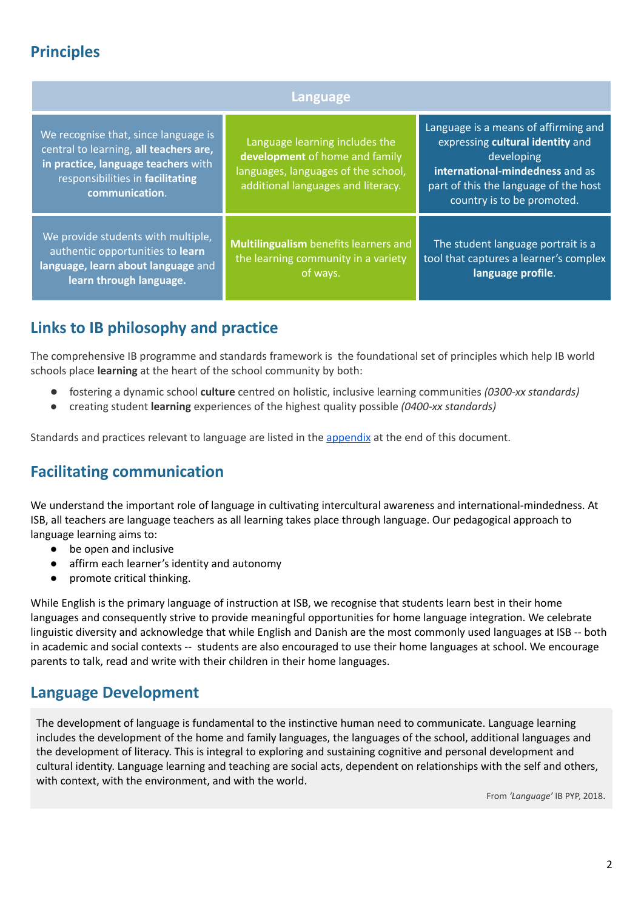## Principles

| Language | | |
|---|---|---|
| We recognise that, since language is central to learning, **all teachers are, in practice, language teachers** with responsibilities in **facilitating communication**. | Language learning includes the **development** of home and family languages, languages of the school, additional languages and literacy. | Language is a means of affirming and expressing **cultural identity** and developing **international-mindedness** and as part of this the language of the host country is to be promoted. |
| We provide students with multiple, authentic opportunities to **learn language, learn about language** and **learn through language.** | **Multilingualism** benefits learners and the learning community in a variety of ways. | The student language portrait is a tool that captures a learner's complex **language profile**. |

## Links to IB philosophy and practice

The comprehensive IB programme and standards framework is  the foundational set of principles which help IB world schools place **learning** at the heart of the school community by both:

- fostering a dynamic school **culture** centred on holistic, inclusive learning communities *(0300-xx standards)*
- creating student **learning** experiences of the highest quality possible *(0400-xx standards)*

Standards and practices relevant to language are listed in the [appendix] at the end of this document.

## Facilitating communication

We understand the important role of language in cultivating intercultural awareness and international-mindedness. At ISB, all teachers are language teachers as all learning takes place through language. Our pedagogical approach to language learning aims to:

- be open and inclusive
- affirm each learner's identity and autonomy
- promote critical thinking.

While English is the primary language of instruction at ISB, we recognise that students learn best in their home languages and consequently strive to provide meaningful opportunities for home language integration. We celebrate linguistic diversity and acknowledge that while English and Danish are the most commonly used languages at ISB -- both in academic and social contexts --  students are also encouraged to use their home languages at school. We encourage parents to talk, read and write with their children in their home languages.

## Language Development

The development of language is fundamental to the instinctive human need to communicate. Language learning includes the development of the home and family languages, the languages of the school, additional languages and the development of literacy. This is integral to exploring and sustaining cognitive and personal development and cultural identity. Language learning and teaching are social acts, dependent on relationships with the self and others, with context, with the environment, and with the world.

From *'Language'* IB PYP, 2018.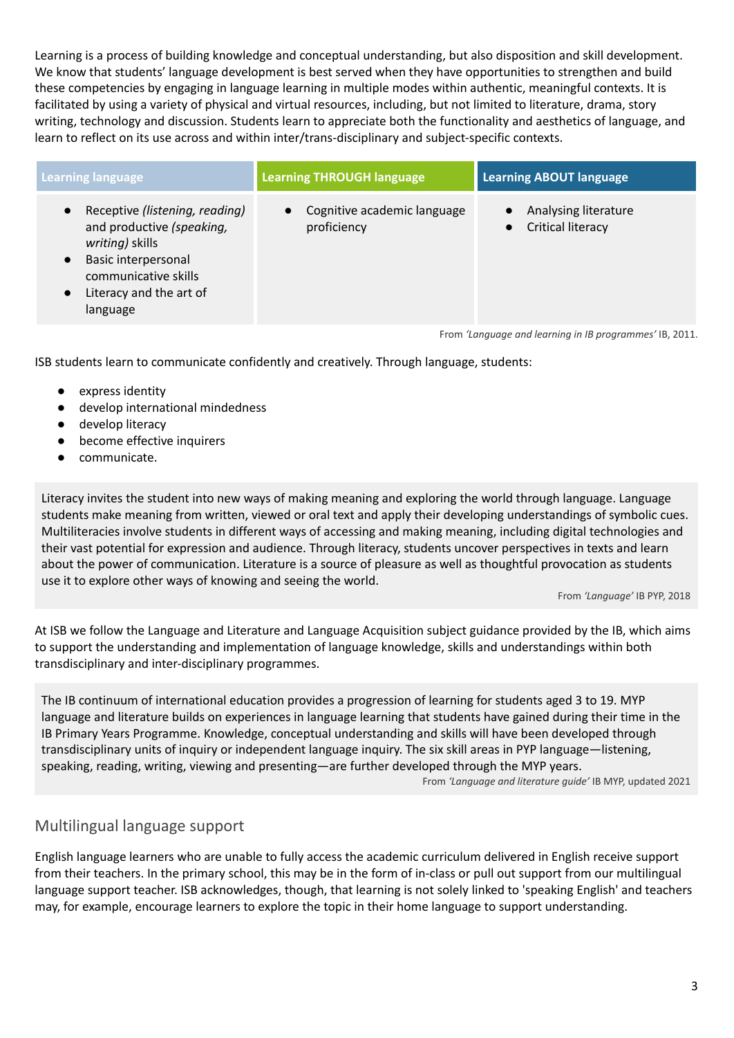Learning is a process of building knowledge and conceptual understanding, but also disposition and skill development. We know that students' language development is best served when they have opportunities to strengthen and build these competencies by engaging in language learning in multiple modes within authentic, meaningful contexts. It is facilitated by using a variety of physical and virtual resources, including, but not limited to literature, drama, story writing, technology and discussion. Students learn to appreciate both the functionality and aesthetics of language, and learn to reflect on its use across and within inter/trans-disciplinary and subject-specific contexts.

| Learning language | Learning THROUGH language | Learning ABOUT language |
|---|---|---|
| • Receptive *(listening, reading)* and productive *(speaking, writing)* skills<br>• Basic interpersonal communicative skills<br>• Literacy and the art of language | • Cognitive academic language proficiency | • Analysing literature<br>• Critical literacy |

From *'Language and learning in IB programmes'* IB, 2011.

ISB students learn to communicate confidently and creatively. Through language, students:

- express identity
- develop international mindedness
- develop literacy
- become effective inquirers
- communicate.

> Literacy invites the student into new ways of making meaning and exploring the world through language. Language students make meaning from written, viewed or oral text and apply their developing understandings of symbolic cues. Multiliteracies involve students in different ways of accessing and making meaning, including digital technologies and their vast potential for expression and audience. Through literacy, students uncover perspectives in texts and learn about the power of communication. Literature is a source of pleasure as well as thoughtful provocation as students use it to explore other ways of knowing and seeing the world.
>
> From *'Language'* IB PYP, 2018

At ISB we follow the Language and Literature and Language Acquisition subject guidance provided by the IB, which aims to support the understanding and implementation of language knowledge, skills and understandings within both transdisciplinary and inter-disciplinary programmes.

> The IB continuum of international education provides a progression of learning for students aged 3 to 19. MYP language and literature builds on experiences in language learning that students have gained during their time in the IB Primary Years Programme. Knowledge, conceptual understanding and skills will have been developed through transdisciplinary units of inquiry or independent language inquiry. The six skill areas in PYP language—listening, speaking, reading, writing, viewing and presenting—are further developed through the MYP years.
>
> From *'Language and literature guide'* IB MYP, updated 2021

## Multilingual language support

English language learners who are unable to fully access the academic curriculum delivered in English receive support from their teachers. In the primary school, this may be in the form of in-class or pull out support from our multilingual language support teacher. ISB acknowledges, though, that learning is not solely linked to 'speaking English' and teachers may, for example, encourage learners to explore the topic in their home language to support understanding.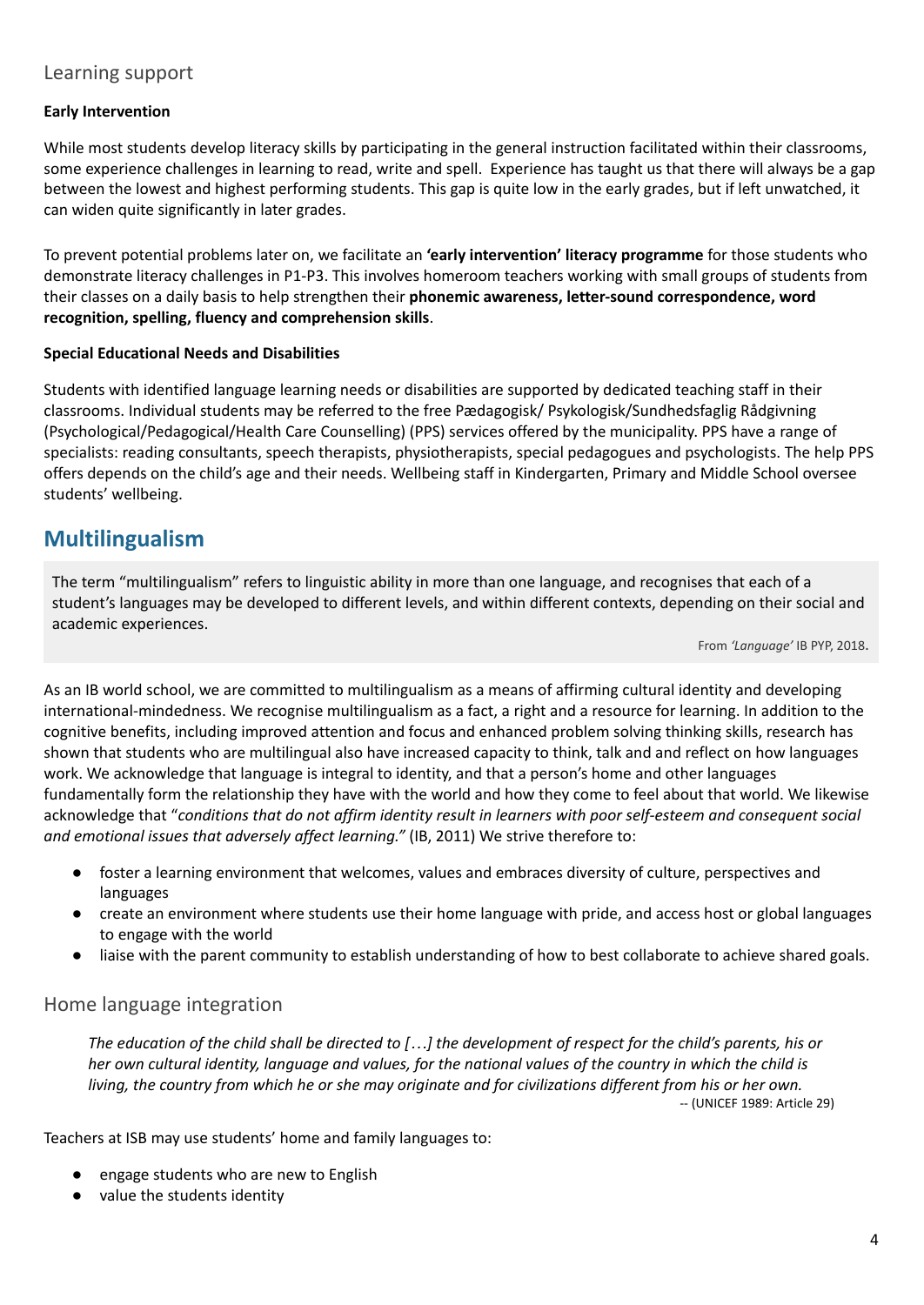## Learning support

### Early Intervention

While most students develop literacy skills by participating in the general instruction facilitated within their classrooms, some experience challenges in learning to read, write and spell. Experience has taught us that there will always be a gap between the lowest and highest performing students. This gap is quite low in the early grades, but if left unwatched, it can widen quite significantly in later grades.

To prevent potential problems later on, we facilitate an **'early intervention' literacy programme** for those students who demonstrate literacy challenges in P1-P3. This involves homeroom teachers working with small groups of students from their classes on a daily basis to help strengthen their **phonemic awareness, letter-sound correspondence, word recognition, spelling, fluency and comprehension skills**.

### Special Educational Needs and Disabilities

Students with identified language learning needs or disabilities are supported by dedicated teaching staff in their classrooms. Individual students may be referred to the free Pædagogisk/ Psykologisk/Sundhedsfaglig Rådgivning (Psychological/Pedagogical/Health Care Counselling) (PPS) services offered by the municipality. PPS have a range of specialists: reading consultants, speech therapists, physiotherapists, special pedagogues and psychologists. The help PPS offers depends on the child's age and their needs. Wellbeing staff in Kindergarten, Primary and Middle School oversee students' wellbeing.

# Multilingualism

> The term "multilingualism" refers to linguistic ability in more than one language, and recognises that each of a student's languages may be developed to different levels, and within different contexts, depending on their social and academic experiences.
>
> From *'Language'* IB PYP, 2018.

As an IB world school, we are committed to multilingualism as a means of affirming cultural identity and developing international-mindedness. We recognise multilingualism as a fact, a right and a resource for learning. In addition to the cognitive benefits, including improved attention and focus and enhanced problem solving thinking skills, research has shown that students who are multilingual also have increased capacity to think, talk and and reflect on how languages work. We acknowledge that language is integral to identity, and that a person's home and other languages fundamentally form the relationship they have with the world and how they come to feel about that world. We likewise acknowledge that "*conditions that do not affirm identity result in learners with poor self-esteem and consequent social and emotional issues that adversely affect learning.*" (IB, 2011) We strive therefore to:

- foster a learning environment that welcomes, values and embraces diversity of culture, perspectives and languages
- create an environment where students use their home language with pride, and access host or global languages to engage with the world
- liaise with the parent community to establish understanding of how to best collaborate to achieve shared goals.

## Home language integration

> *The education of the child shall be directed to […] the development of respect for the child's parents, his or her own cultural identity, language and values, for the national values of the country in which the child is living, the country from which he or she may originate and for civilizations different from his or her own.*
>
> -- (UNICEF 1989: Article 29)

Teachers at ISB may use students' home and family languages to:

- engage students who are new to English
- value the students identity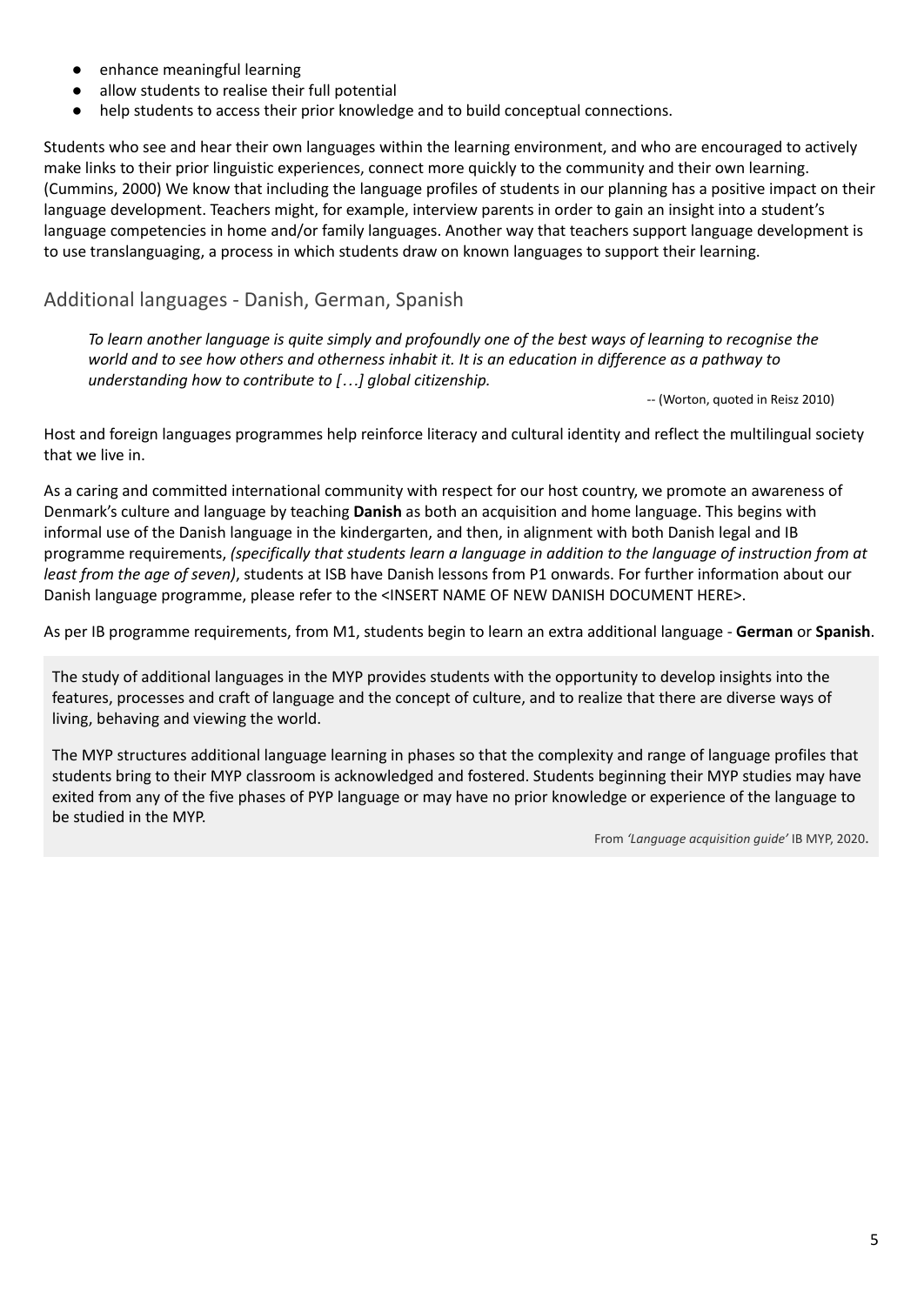- enhance meaningful learning
- allow students to realise their full potential
- help students to access their prior knowledge and to build conceptual connections.

Students who see and hear their own languages within the learning environment, and who are encouraged to actively make links to their prior linguistic experiences, connect more quickly to the community and their own learning. (Cummins, 2000) We know that including the language profiles of students in our planning has a positive impact on their language development. Teachers might, for example, interview parents in order to gain an insight into a student's language competencies in home and/or family languages. Another way that teachers support language development is to use translanguaging, a process in which students draw on known languages to support their learning.

## Additional languages - Danish, German, Spanish

> *To learn another language is quite simply and profoundly one of the best ways of learning to recognise the world and to see how others and otherness inhabit it. It is an education in difference as a pathway to understanding how to contribute to […] global citizenship.*
>
> -- (Worton, quoted in Reisz 2010)

Host and foreign languages programmes help reinforce literacy and cultural identity and reflect the multilingual society that we live in.

As a caring and committed international community with respect for our host country, we promote an awareness of Denmark's culture and language by teaching **Danish** as both an acquisition and home language. This begins with informal use of the Danish language in the kindergarten, and then, in alignment with both Danish legal and IB programme requirements, *(specifically that students learn a language in addition to the language of instruction from at least from the age of seven)*, students at ISB have Danish lessons from P1 onwards. For further information about our Danish language programme, please refer to the <INSERT NAME OF NEW DANISH DOCUMENT HERE>.

As per IB programme requirements, from M1, students begin to learn an extra additional language - **German** or **Spanish**.

> The study of additional languages in the MYP provides students with the opportunity to develop insights into the features, processes and craft of language and the concept of culture, and to realize that there are diverse ways of living, behaving and viewing the world.
>
> The MYP structures additional language learning in phases so that the complexity and range of language profiles that students bring to their MYP classroom is acknowledged and fostered. Students beginning their MYP studies may have exited from any of the five phases of PYP language or may have no prior knowledge or experience of the language to be studied in the MYP.
>
> From *'Language acquisition guide'* IB MYP, 2020.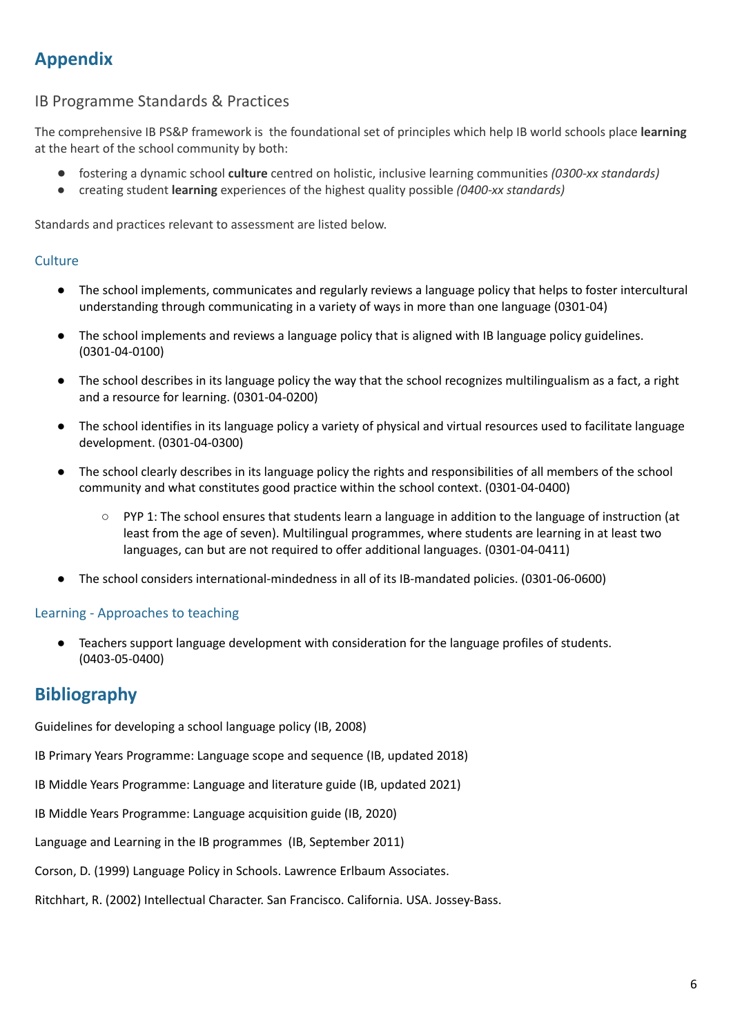# Appendix

## IB Programme Standards & Practices

The comprehensive IB PS&P framework is  the foundational set of principles which help IB world schools place **learning** at the heart of the school community by both:

- fostering a dynamic school **culture** centred on holistic, inclusive learning communities *(0300-xx standards)*
- creating student **learning** experiences of the highest quality possible *(0400-xx standards)*

Standards and practices relevant to assessment are listed below.

### Culture

- The school implements, communicates and regularly reviews a language policy that helps to foster intercultural understanding through communicating in a variety of ways in more than one language (0301-04)
- The school implements and reviews a language policy that is aligned with IB language policy guidelines. (0301-04-0100)
- The school describes in its language policy the way that the school recognizes multilingualism as a fact, a right and a resource for learning. (0301-04-0200)
- The school identifies in its language policy a variety of physical and virtual resources used to facilitate language development. (0301-04-0300)
- The school clearly describes in its language policy the rights and responsibilities of all members of the school community and what constitutes good practice within the school context. (0301-04-0400)
  - PYP 1: The school ensures that students learn a language in addition to the language of instruction (at least from the age of seven). Multilingual programmes, where students are learning in at least two languages, can but are not required to offer additional languages. (0301-04-0411)
- The school considers international-mindedness in all of its IB-mandated policies. (0301-06-0600)

### Learning - Approaches to teaching

- Teachers support language development with consideration for the language profiles of students. (0403-05-0400)

# Bibliography

Guidelines for developing a school language policy (IB, 2008)

IB Primary Years Programme: Language scope and sequence (IB, updated 2018)

IB Middle Years Programme: Language and literature guide (IB, updated 2021)

IB Middle Years Programme: Language acquisition guide (IB, 2020)

Language and Learning in the IB programmes  (IB, September 2011)

Corson, D. (1999) Language Policy in Schools. Lawrence Erlbaum Associates.

Ritchhart, R. (2002) Intellectual Character. San Francisco. California. USA. Jossey-Bass.